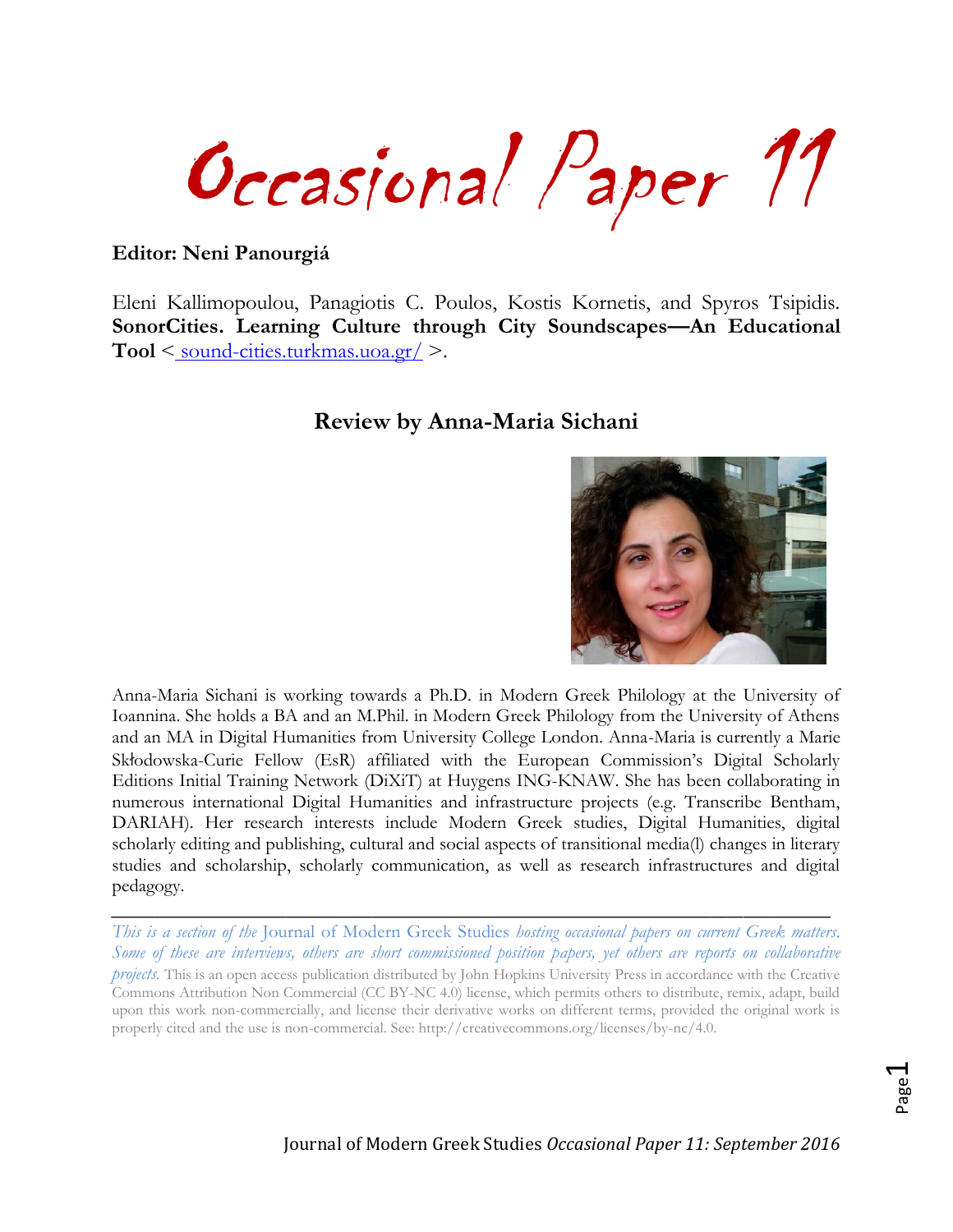# Occasional Paper 11

**Editor: Neni Panourgiá**

Eleni Kallimopoulou, Panagiotis C. Poulos, Kostis Kornetis, and Spyros Tsipidis. **SonorCities. Learning Culture through City Soundscapes—An Educational Tool** < sound-cities.turkmas.uoa.gr/ >.

## Review by Anna-Maria Sichani

Anna-Maria Sichani is working towards a Ph.D. in Modern Greek Philology at the University of Ioannina. She holds a BA and an M.Phil. in Modern Greek Philology from the University of Athens and an MA in Digital Humanities from University College London. Anna-Maria is currently a Marie Skłodowska-Curie Fellow (EsR) affiliated with the European Commission's Digital Scholarly Editions Initial Training Network (DiXiT) at Huygens ING-KNAW. She has been collaborating in numerous international Digital Humanities and infrastructure projects (e.g. Transcribe Bentham, DARIAH). Her research interests include Modern Greek studies, Digital Humanities, digital scholarly editing and publishing, cultural and social aspects of transitional media(l) changes in literary studies and scholarship, scholarly communication, as well as research infrastructures and digital pedagogy.

---

*This is a section of the* Journal of Modern Greek Studies *hosting occasional papers on current Greek matters. Some of these are interviews, others are short commissioned position papers, yet others are reports on collaborative projects.* This is an open access publication distributed by John Hopkins University Press in accordance with the Creative Commons Attribution Non Commercial (CC BY-NC 4.0) license, which permits others to distribute, remix, adapt, build upon this work non-commercially, and license their derivative works on different terms, provided the original work is properly cited and the use is non-commercial. See: http://creativecommons.org/licenses/by-nc/4.0.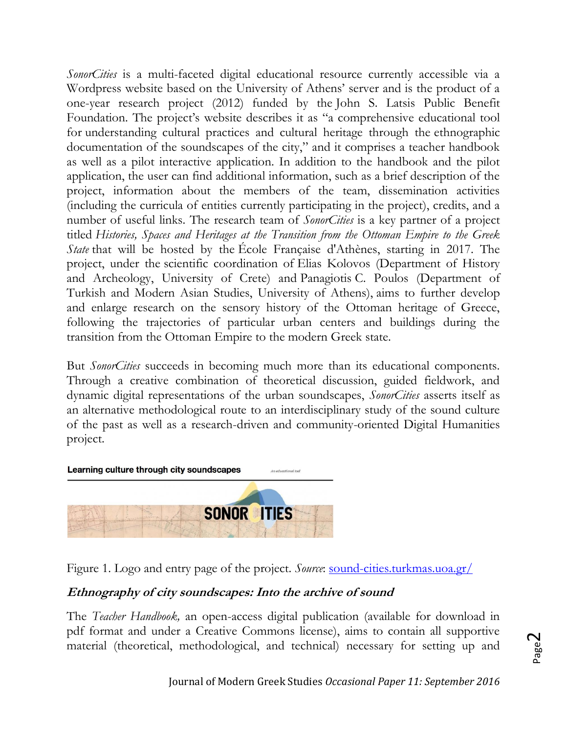*SonorCities* is a multi-faceted digital educational resource currently accessible via a Wordpress website based on the University of Athens' server and is the product of a one-year research project (2012) funded by the John S. Latsis Public Benefit Foundation. The project's website describes it as "a comprehensive educational tool for understanding cultural practices and cultural heritage through the ethnographic documentation of the soundscapes of the city," and it comprises a teacher handbook as well as a pilot interactive application. In addition to the handbook and the pilot application, the user can find additional information, such as a brief description of the project, information about the members of the team, dissemination activities (including the curricula of entities currently participating in the project), credits, and a number of useful links. The research team of *SonorCities* is a key partner of a project titled *Histories, Spaces and Heritages at the Transition from the Ottoman Empire to the Greek State* that will be hosted by the École Française d'Athènes, starting in 2017. The project, under the scientific coordination of Elias Kolovos (Department of History and Archeology, University of Crete) and Panagiotis C. Poulos (Department of Turkish and Modern Asian Studies, University of Athens), aims to further develop and enlarge research on the sensory history of the Ottoman heritage of Greece, following the trajectories of particular urban centers and buildings during the transition from the Ottoman Empire to the modern Greek state.

But *SonorCities* succeeds in becoming much more than its educational components. Through a creative combination of theoretical discussion, guided fieldwork, and dynamic digital representations of the urban soundscapes, *SonorCities* asserts itself as an alternative methodological route to an interdisciplinary study of the sound culture of the past as well as a research-driven and community-oriented Digital Humanities project.

Figure 1. Logo and entry page of the project. *Source*: sound-cities.turkmas.uoa.gr/

### *Ethnography of city soundscapes: Into the archive of sound*

The *Teacher Handbook,* an open-access digital publication (available for download in pdf format and under a Creative Commons license), aims to contain all supportive material (theoretical, methodological, and technical) necessary for setting up and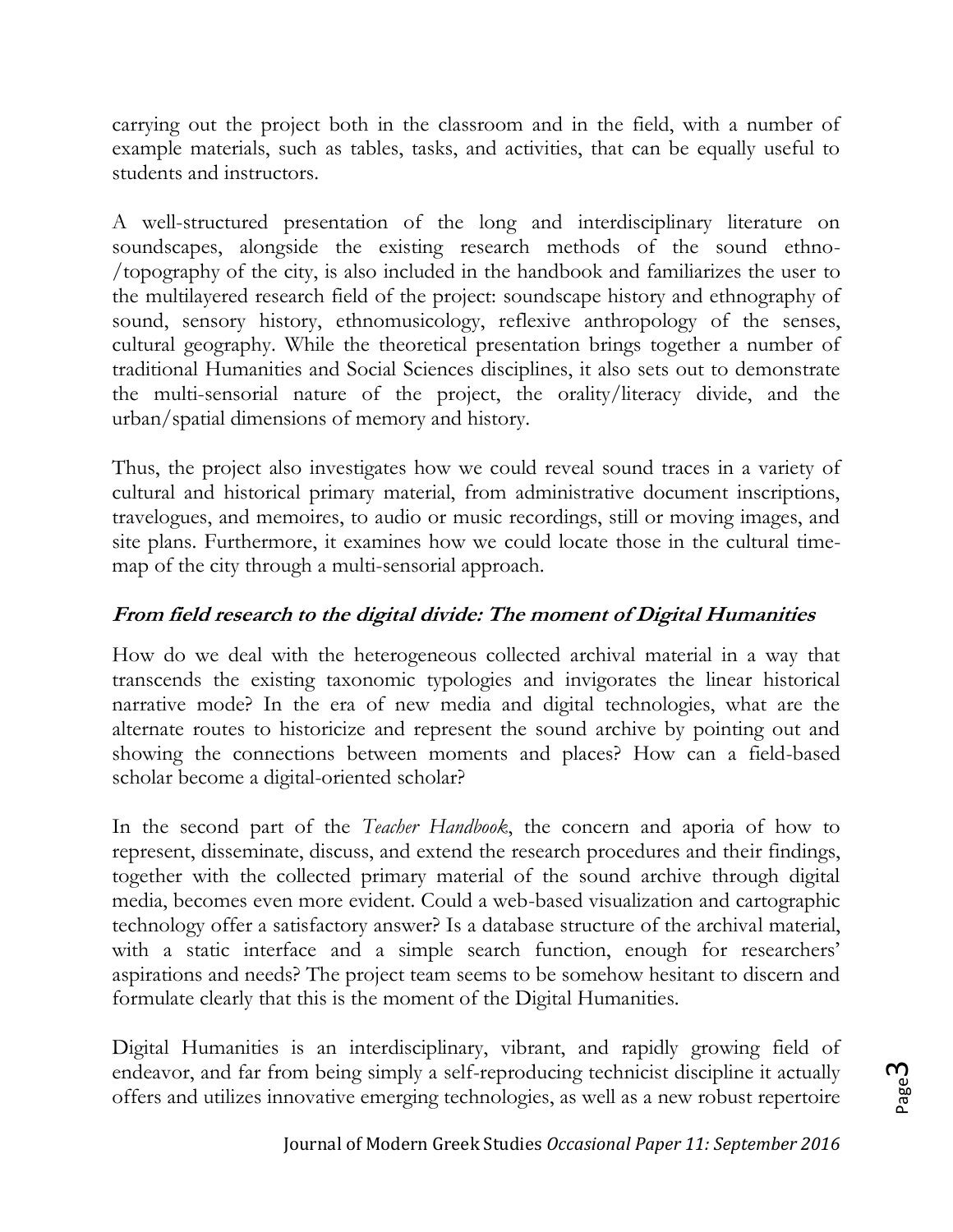carrying out the project both in the classroom and in the field, with a number of example materials, such as tables, tasks, and activities, that can be equally useful to students and instructors.

A well-structured presentation of the long and interdisciplinary literature on soundscapes, alongside the existing research methods of the sound ethno-/topography of the city, is also included in the handbook and familiarizes the user to the multilayered research field of the project: soundscape history and ethnography of sound, sensory history, ethnomusicology, reflexive anthropology of the senses, cultural geography. While the theoretical presentation brings together a number of traditional Humanities and Social Sciences disciplines, it also sets out to demonstrate the multi-sensorial nature of the project, the orality/literacy divide, and the urban/spatial dimensions of memory and history.

Thus, the project also investigates how we could reveal sound traces in a variety of cultural and historical primary material, from administrative document inscriptions, travelogues, and memoires, to audio or music recordings, still or moving images, and site plans. Furthermore, it examines how we could locate those in the cultural time-map of the city through a multi-sensorial approach.

## *From field research to the digital divide: The moment of Digital Humanities*

How do we deal with the heterogeneous collected archival material in a way that transcends the existing taxonomic typologies and invigorates the linear historical narrative mode? In the era of new media and digital technologies, what are the alternate routes to historicize and represent the sound archive by pointing out and showing the connections between moments and places? How can a field-based scholar become a digital-oriented scholar?

In the second part of the *Teacher Handbook*, the concern and aporia of how to represent, disseminate, discuss, and extend the research procedures and their findings, together with the collected primary material of the sound archive through digital media, becomes even more evident. Could a web-based visualization and cartographic technology offer a satisfactory answer? Is a database structure of the archival material, with a static interface and a simple search function, enough for researchers' aspirations and needs? The project team seems to be somehow hesitant to discern and formulate clearly that this is the moment of the Digital Humanities.

Digital Humanities is an interdisciplinary, vibrant, and rapidly growing field of endeavor, and far from being simply a self-reproducing technicist discipline it actually offers and utilizes innovative emerging technologies, as well as a new robust repertoire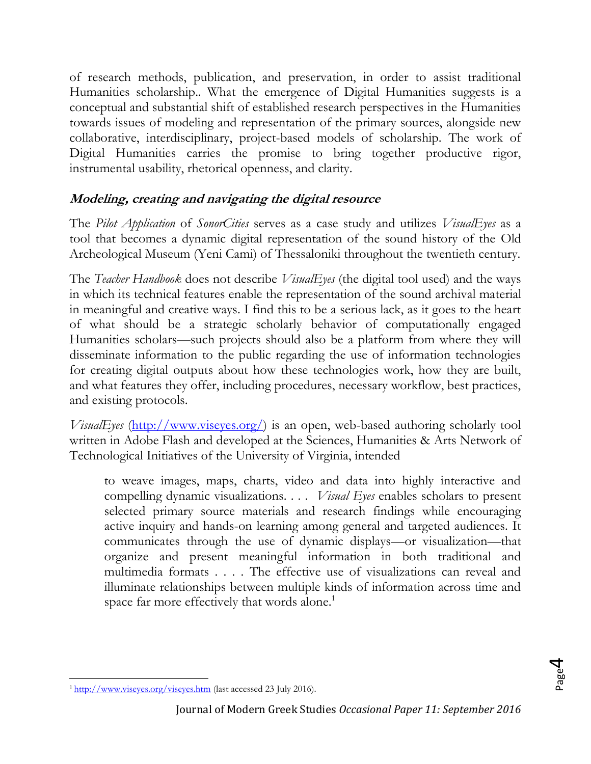of research methods, publication, and preservation, in order to assist traditional Humanities scholarship.. What the emergence of Digital Humanities suggests is a conceptual and substantial shift of established research perspectives in the Humanities towards issues of modeling and representation of the primary sources, alongside new collaborative, interdisciplinary, project-based models of scholarship. The work of Digital Humanities carries the promise to bring together productive rigor, instrumental usability, rhetorical openness, and clarity.

### Modeling, creating and navigating the digital resource

The *Pilot Application* of *SonorCities* serves as a case study and utilizes *VisualEyes* as a tool that becomes a dynamic digital representation of the sound history of the Old Archeological Museum (Yeni Cami) of Thessaloniki throughout the twentieth century.

The *Teacher Handbook* does not describe *VisualEyes* (the digital tool used) and the ways in which its technical features enable the representation of the sound archival material in meaningful and creative ways. I find this to be a serious lack, as it goes to the heart of what should be a strategic scholarly behavior of computationally engaged Humanities scholars—such projects should also be a platform from where they will disseminate information to the public regarding the use of information technologies for creating digital outputs about how these technologies work, how they are built, and what features they offer, including procedures, necessary workflow, best practices, and existing protocols.

*VisualEyes* (http://www.viseyes.org/) is an open, web-based authoring scholarly tool written in Adobe Flash and developed at the Sciences, Humanities & Arts Network of Technological Initiatives of the University of Virginia, intended

> to weave images, maps, charts, video and data into highly interactive and compelling dynamic visualizations. . . . *Visual Eyes* enables scholars to present selected primary source materials and research findings while encouraging active inquiry and hands-on learning among general and targeted audiences. It communicates through the use of dynamic displays—or visualization—that organize and present meaningful information in both traditional and multimedia formats . . . . The effective use of visualizations can reveal and illuminate relationships between multiple kinds of information across time and space far more effectively that words alone.[1]

---

[1] http://www.viseyes.org/viseyes.htm (last accessed 23 July 2016).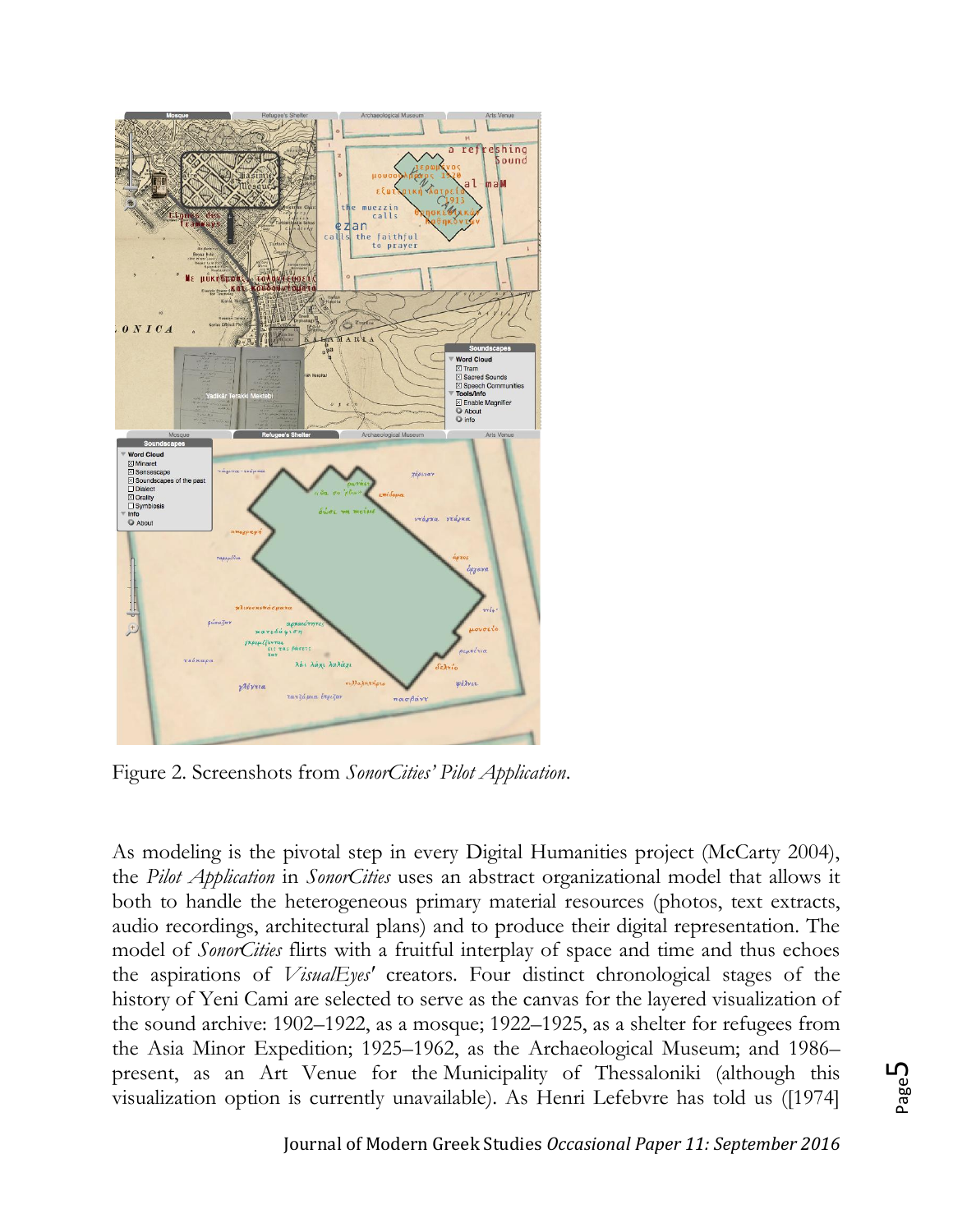Figure 2. Screenshots from *SonorCities' Pilot Application*.

As modeling is the pivotal step in every Digital Humanities project (McCarty 2004), the *Pilot Application* in *SonorCities* uses an abstract organizational model that allows it both to handle the heterogeneous primary material resources (photos, text extracts, audio recordings, architectural plans) and to produce their digital representation. The model of *SonorCities* flirts with a fruitful interplay of space and time and thus echoes the aspirations of *VisualEyes*' creators. Four distinct chronological stages of the history of Yeni Cami are selected to serve as the canvas for the layered visualization of the sound archive: 1902–1922, as a mosque; 1922–1925, as a shelter for refugees from the Asia Minor Expedition; 1925–1962, as the Archaeological Museum; and 1986–present, as an Art Venue for the Municipality of Thessaloniki (although this visualization option is currently unavailable). As Henri Lefebvre has told us ([1974]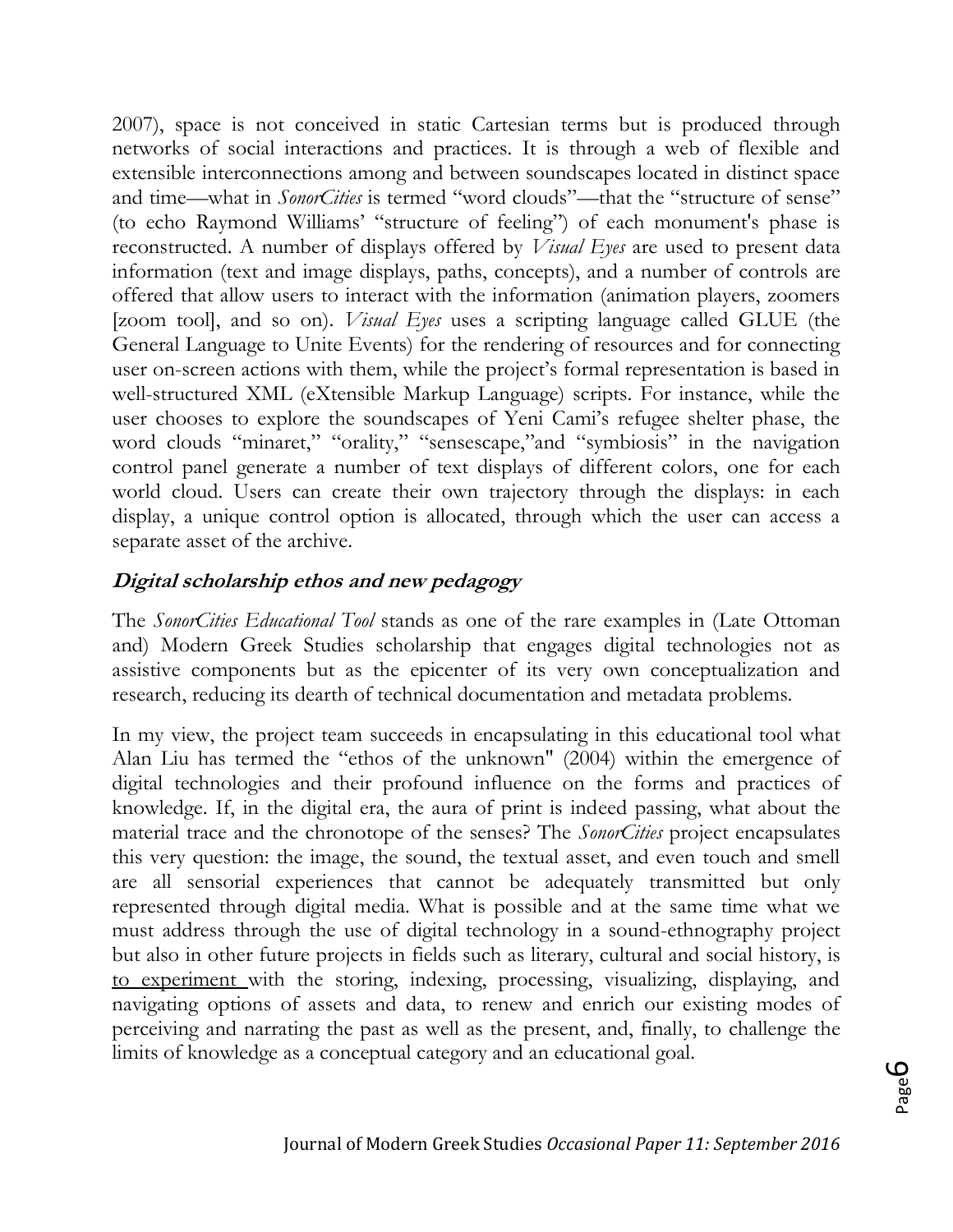2007), space is not conceived in static Cartesian terms but is produced through networks of social interactions and practices. It is through a web of flexible and extensible interconnections among and between soundscapes located in distinct space and time—what in *SonorCities* is termed "word clouds"—that the "structure of sense" (to echo Raymond Williams' "structure of feeling") of each monument's phase is reconstructed. A number of displays offered by *Visual Eyes* are used to present data information (text and image displays, paths, concepts), and a number of controls are offered that allow users to interact with the information (animation players, zoomers [zoom tool], and so on). *Visual Eyes* uses a scripting language called GLUE (the General Language to Unite Events) for the rendering of resources and for connecting user on-screen actions with them, while the project's formal representation is based in well-structured XML (eXtensible Markup Language) scripts. For instance, while the user chooses to explore the soundscapes of Yeni Cami's refugee shelter phase, the word clouds "minaret," "orality," "sensescape,"and "symbiosis" in the navigation control panel generate a number of text displays of different colors, one for each world cloud. Users can create their own trajectory through the displays: in each display, a unique control option is allocated, through which the user can access a separate asset of the archive.

## Digital scholarship ethos and new pedagogy

The *SonorCities Educational Tool* stands as one of the rare examples in (Late Ottoman and) Modern Greek Studies scholarship that engages digital technologies not as assistive components but as the epicenter of its very own conceptualization and research, reducing its dearth of technical documentation and metadata problems.

In my view, the project team succeeds in encapsulating in this educational tool what Alan Liu has termed the "ethos of the unknown" (2004) within the emergence of digital technologies and their profound influence on the forms and practices of knowledge. If, in the digital era, the aura of print is indeed passing, what about the material trace and the chronotope of the senses? The *SonorCities* project encapsulates this very question: the image, the sound, the textual asset, and even touch and smell are all sensorial experiences that cannot be adequately transmitted but only represented through digital media. What is possible and at the same time what we must address through the use of digital technology in a sound-ethnography project but also in other future projects in fields such as literary, cultural and social history, is to experiment with the storing, indexing, processing, visualizing, displaying, and navigating options of assets and data, to renew and enrich our existing modes of perceiving and narrating the past as well as the present, and, finally, to challenge the limits of knowledge as a conceptual category and an educational goal.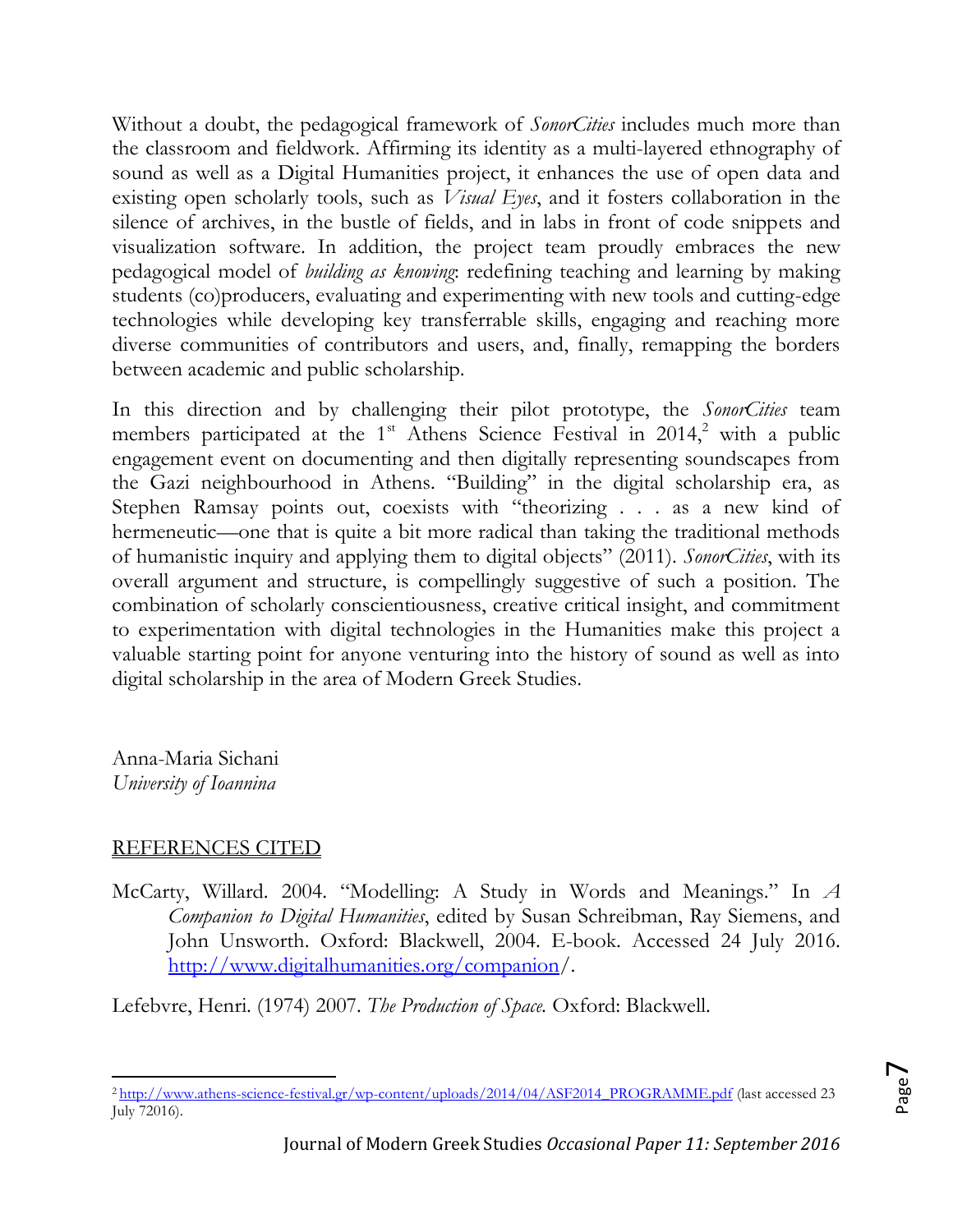Without a doubt, the pedagogical framework of *SonorCities* includes much more than the classroom and fieldwork. Affirming its identity as a multi-layered ethnography of sound as well as a Digital Humanities project, it enhances the use of open data and existing open scholarly tools, such as *Visual Eyes*, and it fosters collaboration in the silence of archives, in the bustle of fields, and in labs in front of code snippets and visualization software. In addition, the project team proudly embraces the new pedagogical model of *building as knowing*: redefining teaching and learning by making students (co)producers, evaluating and experimenting with new tools and cutting-edge technologies while developing key transferrable skills, engaging and reaching more diverse communities of contributors and users, and, finally, remapping the borders between academic and public scholarship.

In this direction and by challenging their pilot prototype, the *SonorCities* team members participated at the 1st Athens Science Festival in 2014,[2] with a public engagement event on documenting and then digitally representing soundscapes from the Gazi neighbourhood in Athens. "Building" in the digital scholarship era, as Stephen Ramsay points out, coexists with "theorizing . . . as a new kind of hermeneutic—one that is quite a bit more radical than taking the traditional methods of humanistic inquiry and applying them to digital objects" (2011). *SonorCities*, with its overall argument and structure, is compellingly suggestive of such a position. The combination of scholarly conscientiousness, creative critical insight, and commitment to experimentation with digital technologies in the Humanities make this project a valuable starting point for anyone venturing into the history of sound as well as into digital scholarship in the area of Modern Greek Studies.

Anna-Maria Sichani
*University of Ioannina*

## REFERENCES CITED

McCarty, Willard. 2004. "Modelling: A Study in Words and Meanings." In *A Companion to Digital Humanities*, edited by Susan Schreibman, Ray Siemens, and John Unsworth. Oxford: Blackwell, 2004. E-book. Accessed 24 July 2016. http://www.digitalhumanities.org/companion/.

Lefebvre, Henri. (1974) 2007. *The Production of Space.* Oxford: Blackwell.

---

[2] http://www.athens-science-festival.gr/wp-content/uploads/2014/04/ASF2014_PROGRAMME.pdf (last accessed 23 July 72016).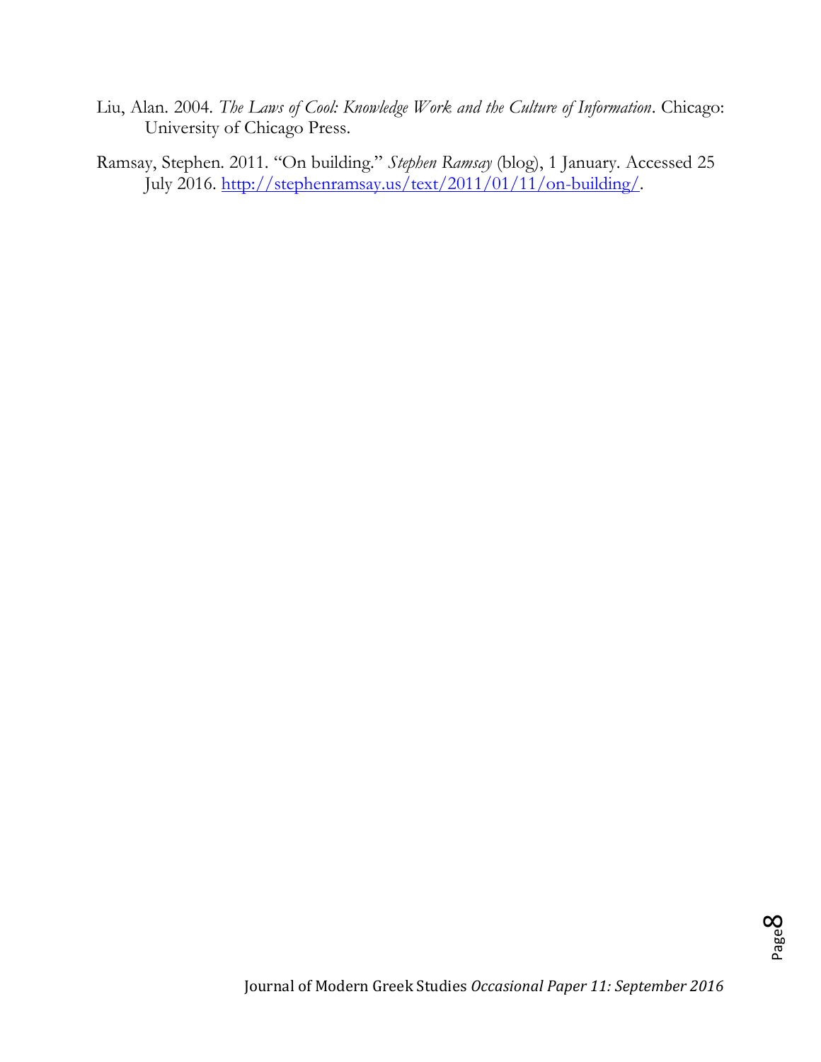Liu, Alan. 2004. *The Laws of Cool: Knowledge Work and the Culture of Information*. Chicago: University of Chicago Press.

Ramsay, Stephen. 2011. "On building." *Stephen Ramsay* (blog), 1 January. Accessed 25 July 2016. http://stephenramsay.us/text/2011/01/11/on-building/.